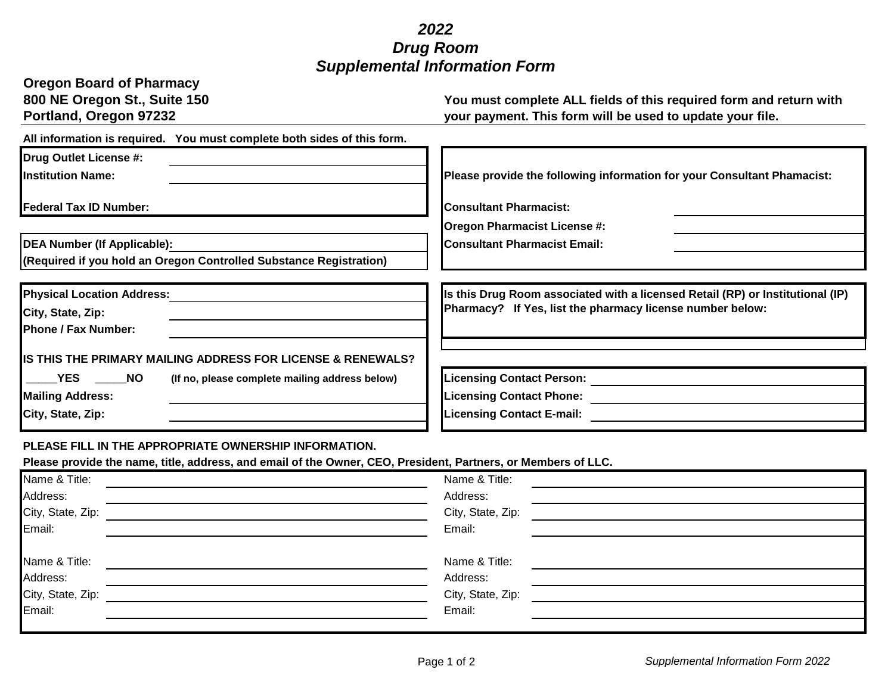# *2022*
# *Drug Room*
# *Supplemental Information Form*

**Oregon Board of Pharmacy**
**800 NE Oregon St., Suite 150**
**Portland, Oregon 97232**

**You must complete ALL fields of this required form and return with your payment. This form will be used to update your file.**

**All information is required. You must complete both sides of this form.**

**Drug Outlet License #:** ______________________

**Institution Name:** ______________________

**Federal Tax ID Number:** ______________________

**DEA Number (If Applicable):** ______________________
**(Required if you hold an Oregon Controlled Substance Registration)**

**Please provide the following information for your Consultant Phamacist:**

**Consultant Pharmacist:** ______________________

**Oregon Pharmacist License #:** ______________________

**Consultant Pharmacist Email:** ______________________

**Physical Location Address:** ______________________

**City, State, Zip:** ______________________

**Phone / Fax Number:** ______________________

**IS THIS THE PRIMARY MAILING ADDRESS FOR LICENSE & RENEWALS?**

**_____YES _____NO** **(If no, please complete mailing address below)**

**Mailing Address:** ______________________

**City, State, Zip:** ______________________

**Is this Drug Room associated with a licensed Retail (RP) or Institutional (IP) Pharmacy? If Yes, list the pharmacy license number below:**

______________________

**Licensing Contact Person:** ______________________

**Licensing Contact Phone:** ______________________

**Licensing Contact E-mail:** ______________________

**PLEASE FILL IN THE APPROPRIATE OWNERSHIP INFORMATION.**

**Please provide the name, title, address, and email of the Owner, CEO, President, Partners, or Members of LLC.**

| | | | |
|---|---|---|---|
| Name & Title: | | Name & Title: | |
| Address: | | Address: | |
| City, State, Zip: | | City, State, Zip: | |
| Email: | | Email: | |
| Name & Title: | | Name & Title: | |
| Address: | | Address: | |
| City, State, Zip: | | City, State, Zip: | |
| Email: | | Email: | |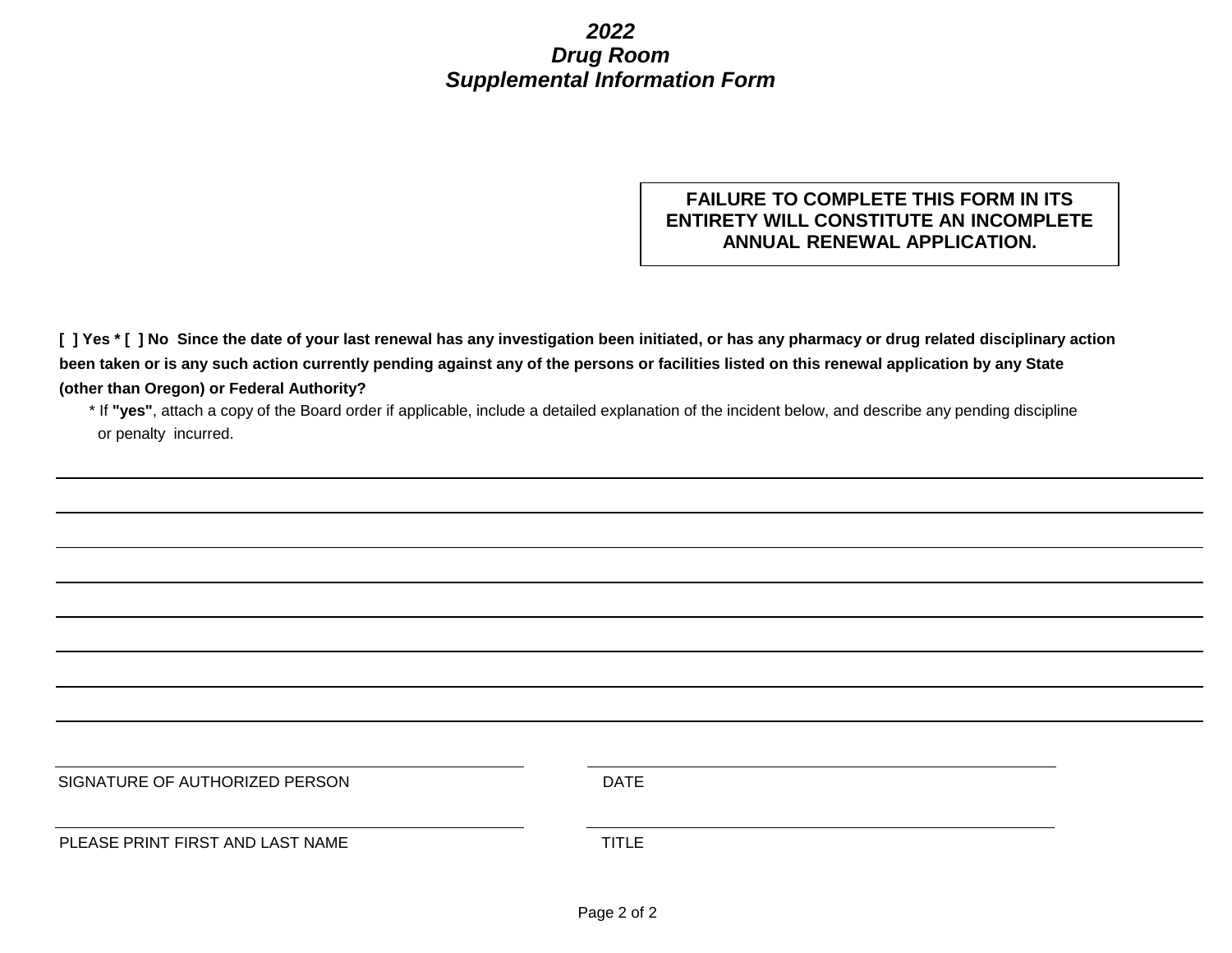# *2022*
# *Drug Room*
# *Supplemental Information Form*

**FAILURE TO COMPLETE THIS FORM IN ITS ENTIRETY WILL CONSTITUTE AN INCOMPLETE ANNUAL RENEWAL APPLICATION.**

**[ ] Yes * [ ] No Since the date of your last renewal has any investigation been initiated, or has any pharmacy or drug related disciplinary action been taken or is any such action currently pending against any of the persons or facilities listed on this renewal application by any State (other than Oregon) or Federal Authority?**

\* If **"yes"**, attach a copy of the Board order if applicable, include a detailed explanation of the incident below, and describe any pending discipline or penalty incurred.

_______________________________________________

_______________________________________________

_______________________________________________

_______________________________________________

_______________________________________________

_______________________________________________

_______________________________________________

_______________________________________________

SIGNATURE OF AUTHORIZED PERSON

DATE

PLEASE PRINT FIRST AND LAST NAME

TITLE